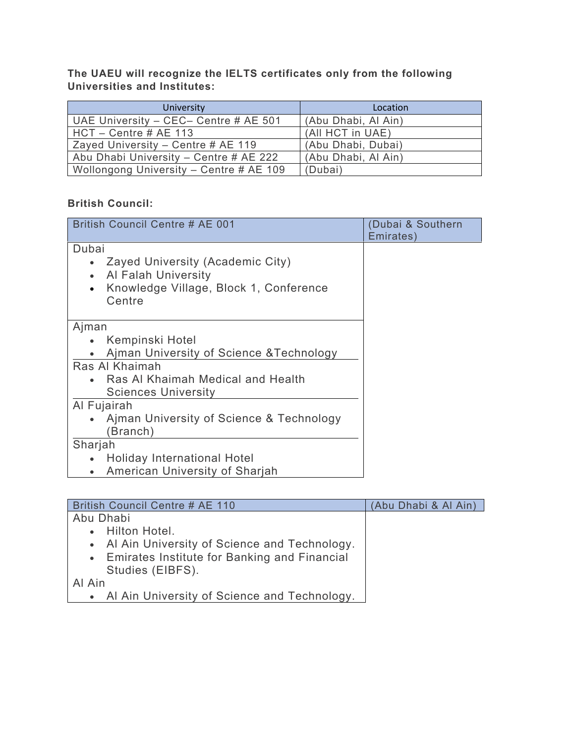**The UAEU will recognize the IELTS certificates only from the following Universities and Institutes:**

| University | Location |
|---|---|
| UAE University – CEC– Centre # AE 501 | (Abu Dhabi, Al Ain) |
| HCT – Centre # AE 113 | (All HCT in UAE) |
| Zayed University – Centre # AE 119 | (Abu Dhabi, Dubai) |
| Abu Dhabi University – Centre # AE 222 | (Abu Dhabi, Al Ain) |
| Wollongong University – Centre # AE 109 | (Dubai) |

**British Council:**

| British Council Centre # AE 001 | (Dubai & Southern Emirates) |
|---|---|
| Dubai<br>• Zayed University (Academic City)<br>• Al Falah University<br>• Knowledge Village, Block 1, Conference Centre | |
| Ajman<br>• Kempinski Hotel<br>• Ajman University of Science &Technology | |
| Ras Al Khaimah<br>• Ras Al Khaimah Medical and Health Sciences University | |
| Al Fujairah<br>• Ajman University of Science & Technology (Branch) | |
| Sharjah<br>• Holiday International Hotel<br>• American University of Sharjah | |

| British Council Centre # AE 110 | (Abu Dhabi & Al Ain) |
|---|---|
| Abu Dhabi<br>• Hilton Hotel.<br>• Al Ain University of Science and Technology.<br>• Emirates Institute for Banking and Financial Studies (EIBFS).<br>Al Ain<br>• Al Ain University of Science and Technology. | |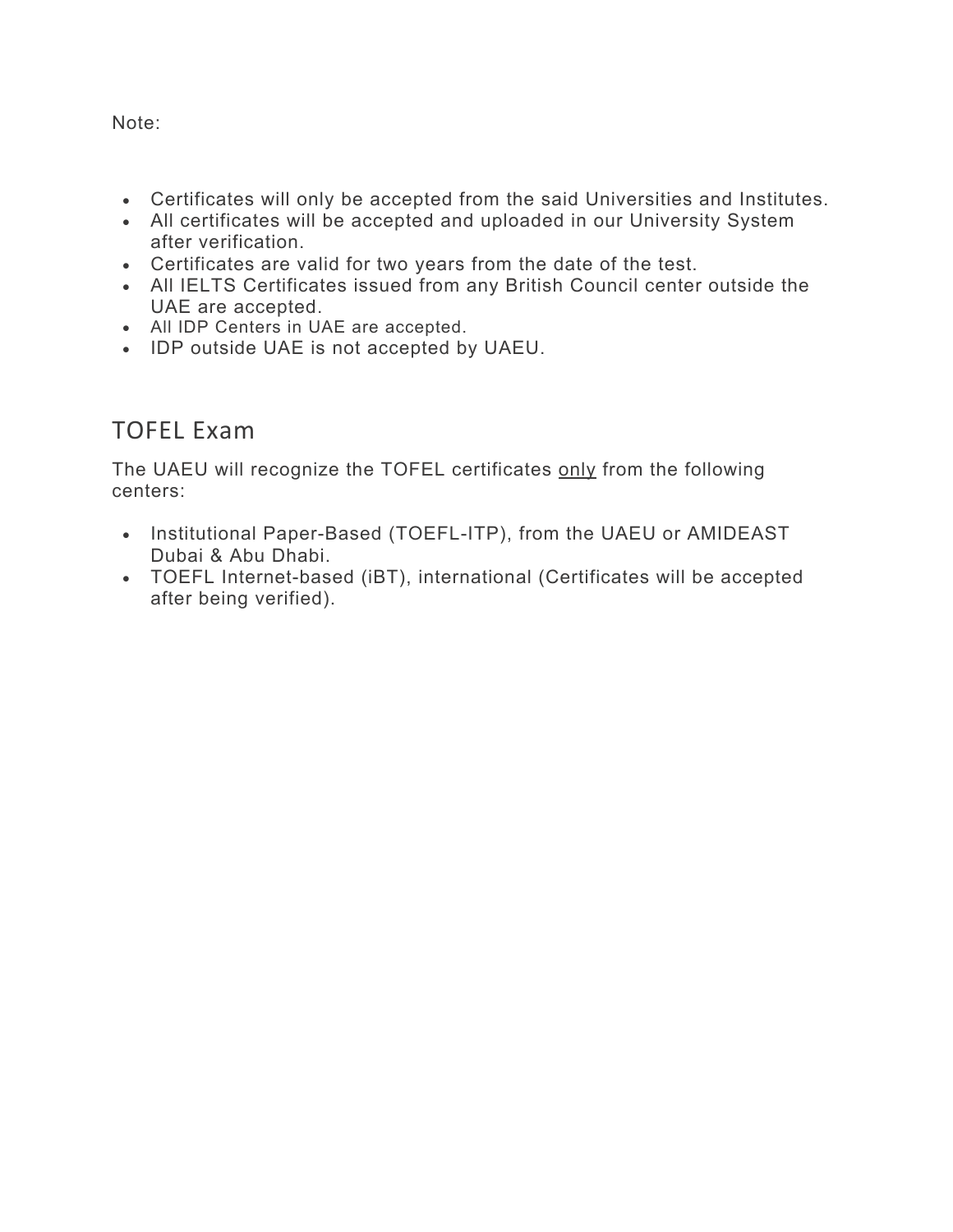Note:

- Certificates will only be accepted from the said Universities and Institutes.
- All certificates will be accepted and uploaded in our University System after verification.
- Certificates are valid for two years from the date of the test.
- All IELTS Certificates issued from any British Council center outside the UAE are accepted.
- All IDP Centers in UAE are accepted.
- IDP outside UAE is not accepted by UAEU.

## TOFEL Exam

The UAEU will recognize the TOFEL certificates <u>only</u> from the following centers:

- Institutional Paper-Based (TOEFL-ITP), from the UAEU or AMIDEAST Dubai & Abu Dhabi.
- TOEFL Internet-based (iBT), international (Certificates will be accepted after being verified).